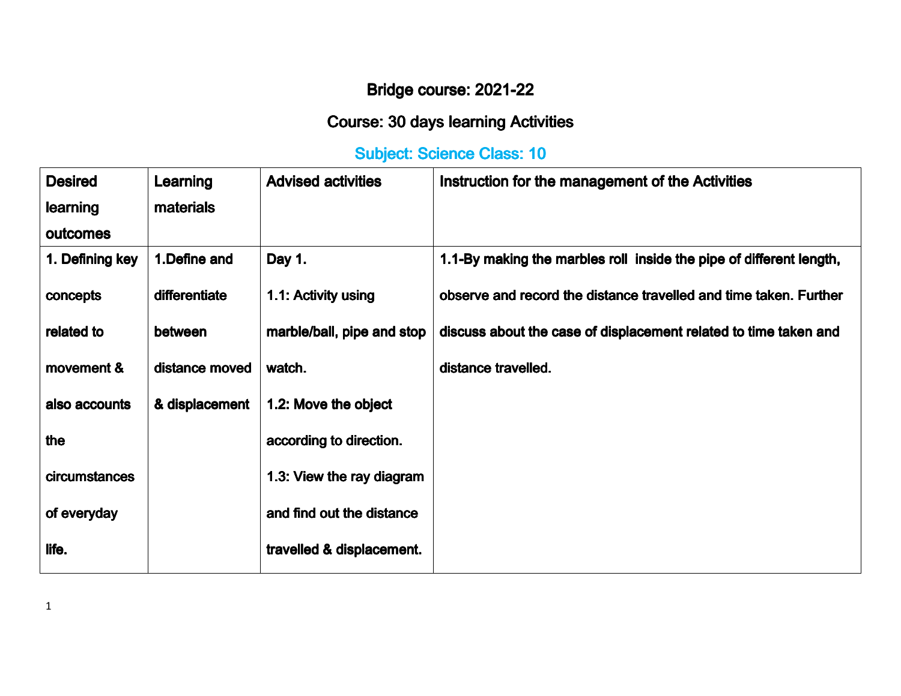# Bridge course: 2021-22

## Course: 30 days learning Activities

### Subject: Science Class: 10

| Desired learning outcomes | Learning materials | Advised activities | Instruction for the management of the Activities |
|---|---|---|---|
| 1. Defining key concepts related to movement & also accounts the circumstances of everyday life. | 1.Define and differentiate between distance moved & displacement | Day 1.<br>1.1: Activity using marble/ball, pipe and stop watch.<br>1.2: Move the object according to direction.<br>1.3: View the ray diagram and find out the distance travelled & displacement. | 1.1-By making the marbles roll inside the pipe of different length, observe and record the distance travelled and time taken. Further discuss about the case of displacement related to time taken and distance travelled. |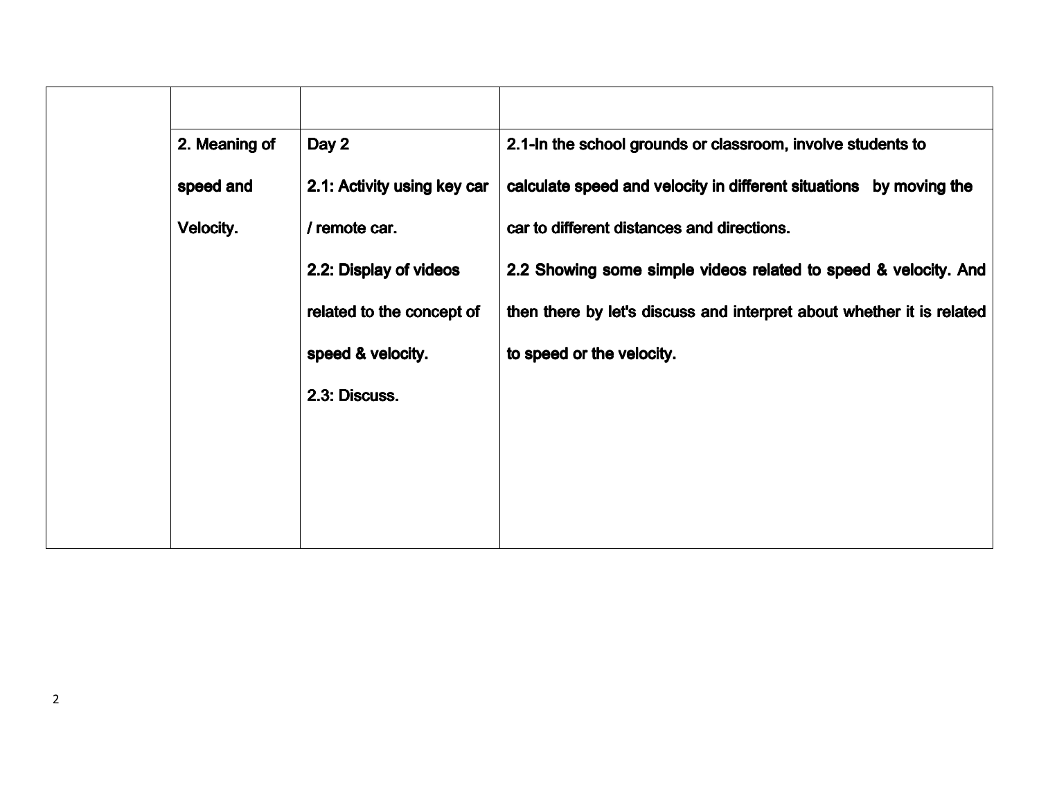| | | | |
|---|---|---|---|
| | **2. Meaning of speed and Velocity.** | **Day 2**<br>**2.1: Activity using key car / remote car.**<br>**2.2: Display of videos related to the concept of speed & velocity.**<br>**2.3: Discuss.** | **2.1-In the school grounds or classroom, involve students to calculate speed and velocity in different situations by moving the car to different distances and directions.**<br>**2.2 Showing some simple videos related to speed & velocity. And then there by let's discuss and interpret about whether it is related to speed or the velocity.** |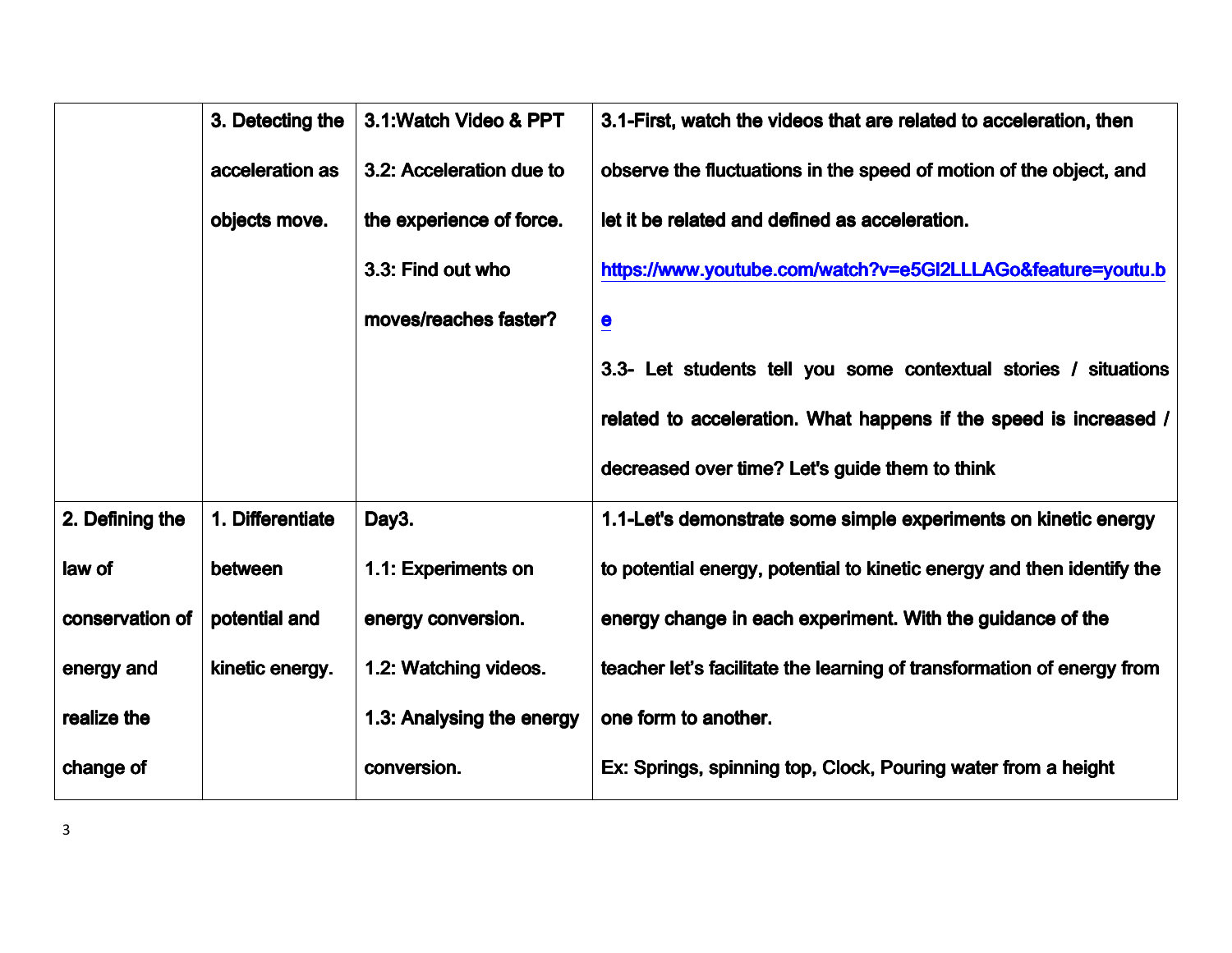| | | | |
|---|---|---|---|
| | 3. Detecting the acceleration as objects move. | 3.1:Watch Video & PPT<br>3.2: Acceleration due to the experience of force.<br>3.3: Find out who moves/reaches faster? | 3.1-First, watch the videos that are related to acceleration, then observe the fluctuations in the speed of motion of the object, and let it be related and defined as acceleration.<br>https://www.youtube.com/watch?v=e5GI2LLLAGo&feature=youtu.be<br>3.3- Let students tell you some contextual stories / situations related to acceleration. What happens if the speed is increased / decreased over time? Let's guide them to think |
| 2. Defining the law of conservation of energy and realize the change of | 1. Differentiate between potential and kinetic energy. | Day3.<br>1.1: Experiments on energy conversion.<br>1.2: Watching videos.<br>1.3: Analysing the energy conversion. | 1.1-Let's demonstrate some simple experiments on kinetic energy to potential energy, potential to kinetic energy and then identify the energy change in each experiment. With the guidance of the teacher let's facilitate the learning of transformation of energy from one form to another.<br>Ex: Springs, spinning top, Clock, Pouring water from a height |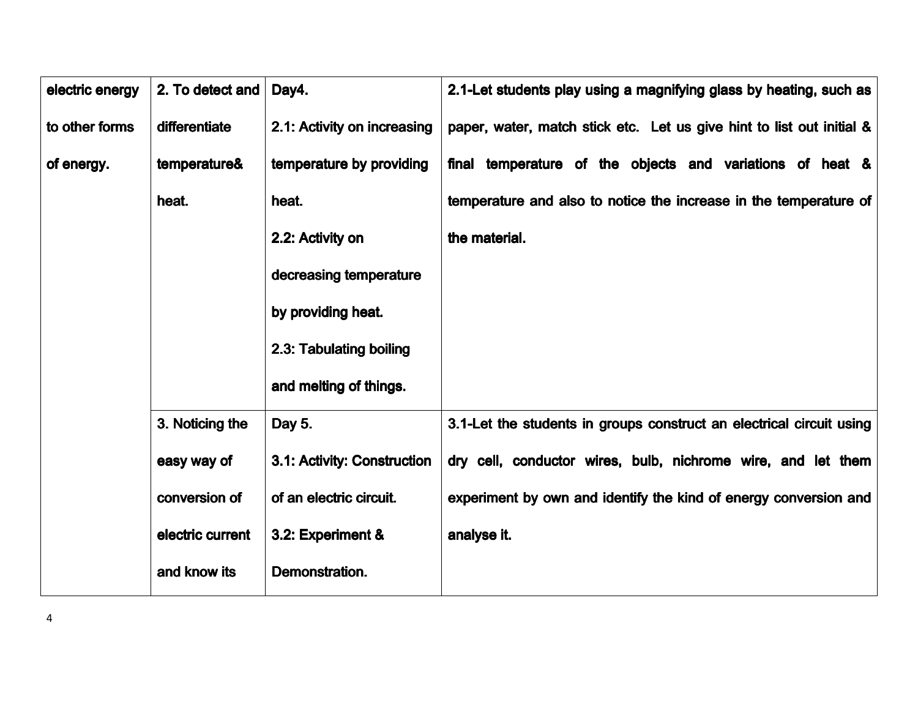| | | | |
|---|---|---|---|
| electric energy to other forms of energy. | 2. To detect and differentiate temperature& heat. | Day4.<br>2.1: Activity on increasing temperature by providing heat.<br>2.2: Activity on decreasing temperature by providing heat.<br>2.3: Tabulating boiling and melting of things. | 2.1-Let students play using a magnifying glass by heating, such as paper, water, match stick etc. Let us give hint to list out initial & final temperature of the objects and variations of heat & temperature and also to notice the increase in the temperature of the material. |
| | 3. Noticing the easy way of conversion of electric current and know its | Day 5.<br>3.1: Activity: Construction of an electric circuit.<br>3.2: Experiment & Demonstration. | 3.1-Let the students in groups construct an electrical circuit using dry cell, conductor wires, bulb, nichrome wire, and let them experiment by own and identify the kind of energy conversion and analyse it. |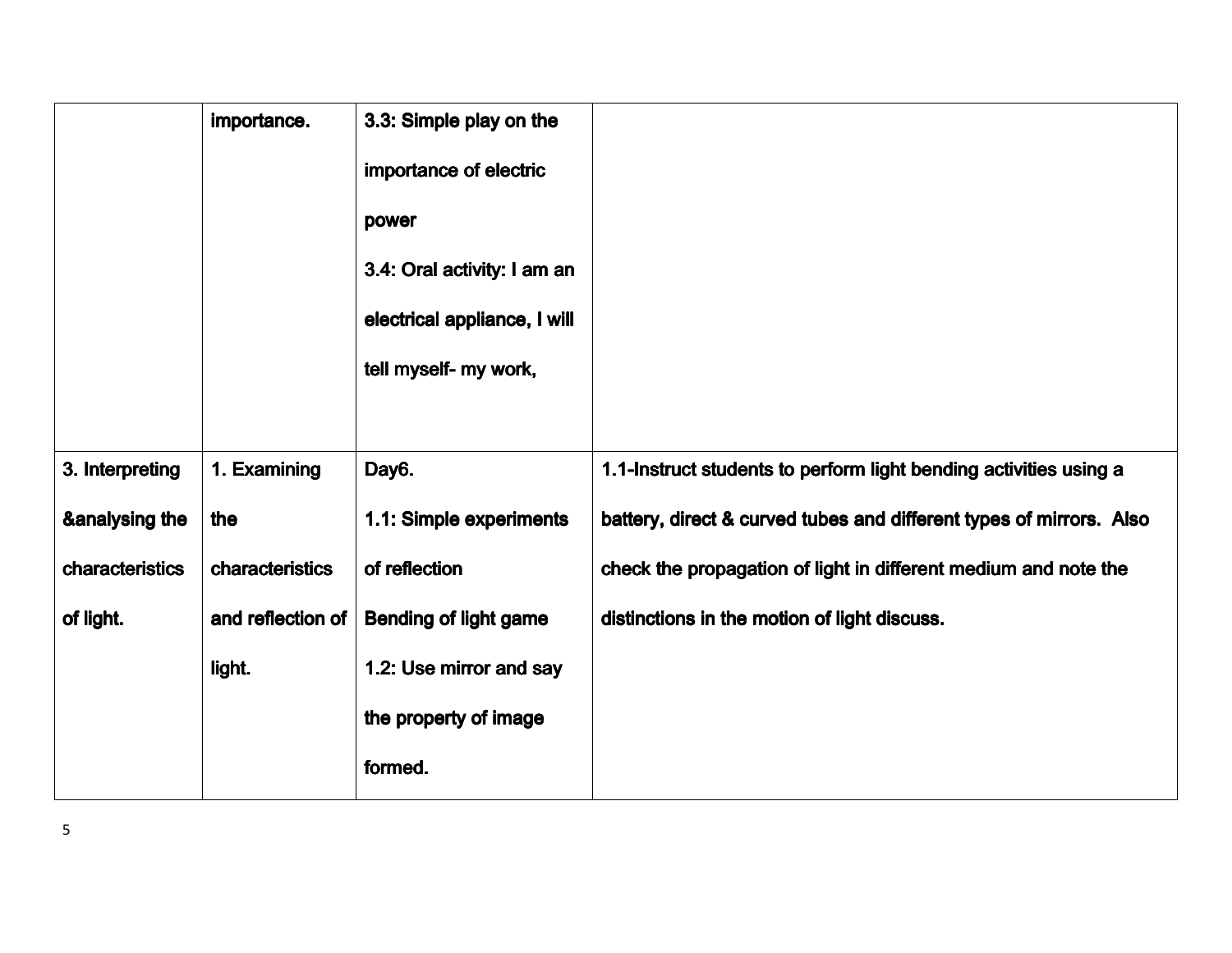| | | | |
|---|---|---|---|
| | importance. | 3.3: Simple play on the importance of electric power<br>3.4: Oral activity: I am an electrical appliance, I will tell myself- my work, | |
| 3. Interpreting &analysing the characteristics of light. | 1. Examining the characteristics and reflection of light. | Day6.<br>1.1: Simple experiments of reflection<br>Bending of light game<br>1.2: Use mirror and say the property of image formed. | 1.1-Instruct students to perform light bending activities using a battery, direct & curved tubes and different types of mirrors. Also check the propagation of light in different medium and note the distinctions in the motion of light discuss. |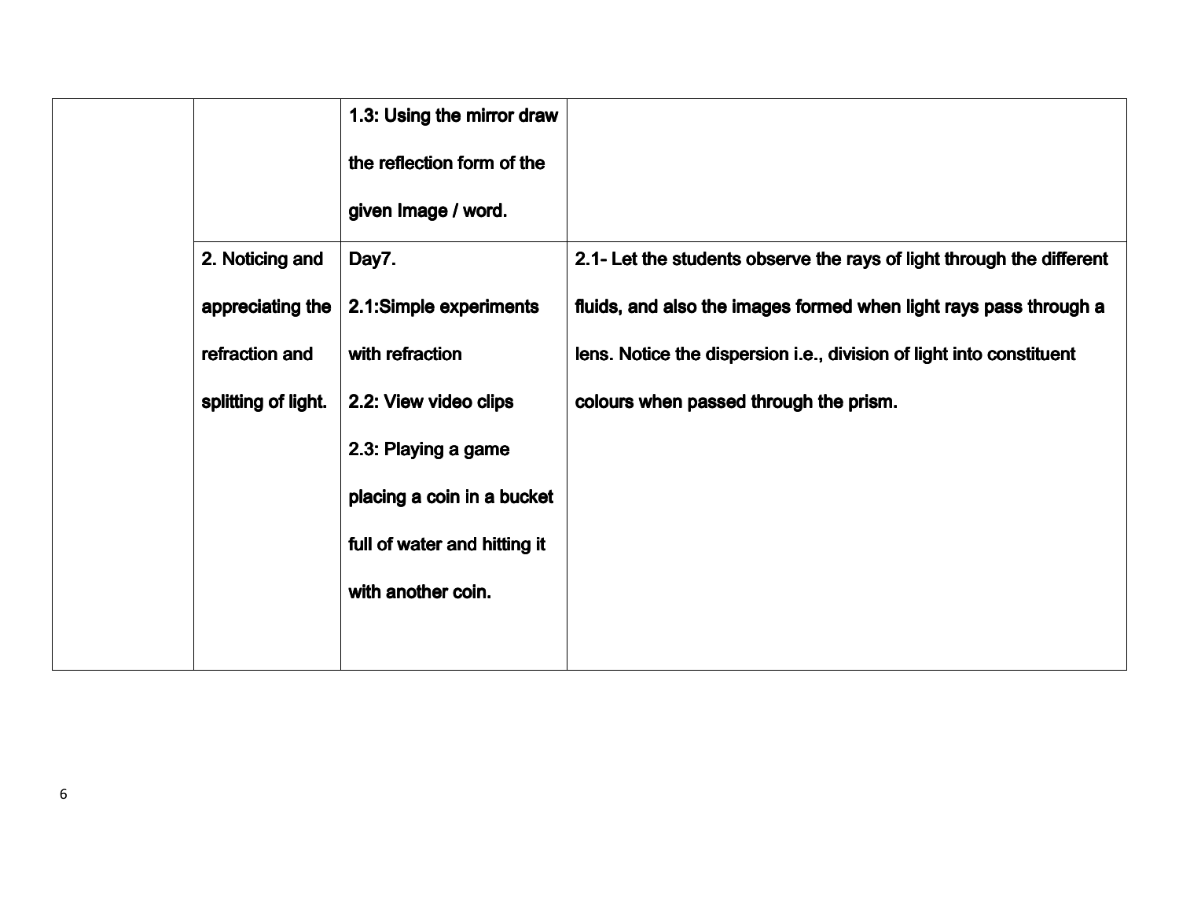| | | | |
|---|---|---|---|
| | | **1.3: Using the mirror draw the reflection form of the given Image / word.** | |
| | **2. Noticing and appreciating the refraction and splitting of light.** | **Day7.**<br>**2.1:Simple experiments with refraction**<br>**2.2: View video clips**<br>**2.3: Playing a game placing a coin in a bucket full of water and hitting it with another coin.** | **2.1- Let the students observe the rays of light through the different fluids, and also the images formed when light rays pass through a lens. Notice the dispersion i.e., division of light into constituent colours when passed through the prism.** |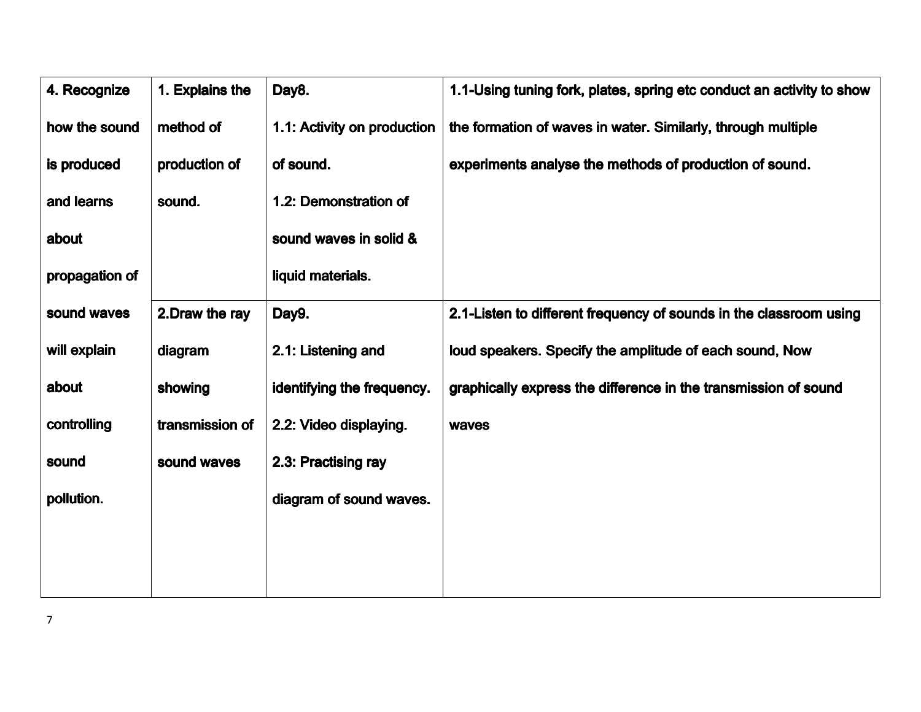| **4. Recognize how the sound is produced and learns about propagation of sound waves will explain about controlling sound pollution.** | **1. Explains the method of production of sound.** | **Day8.**<br>**1.1: Activity on production of sound.**<br>**1.2: Demonstration of sound waves in solid & liquid materials.** | **1.1-Using tuning fork, plates, spring etc conduct an activity to show the formation of waves in water. Similarly, through multiple experiments analyse the methods of production of sound.** |
|---|---|---|---|
| | **2.Draw the ray diagram showing transmission of sound waves** | **Day9.**<br>**2.1: Listening and identifying the frequency.**<br>**2.2: Video displaying.**<br>**2.3: Practising ray diagram of sound waves.** | **2.1-Listen to different frequency of sounds in the classroom using loud speakers. Specify the amplitude of each sound, Now graphically express the difference in the transmission of sound waves** |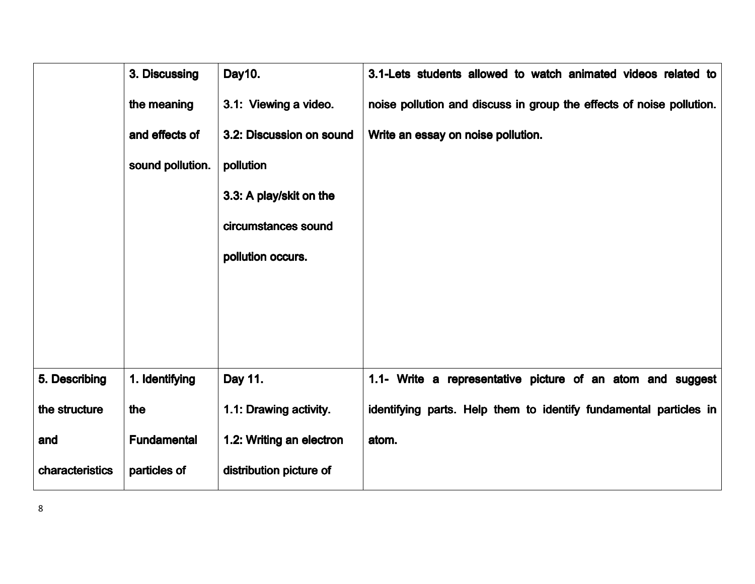| | | | |
|---|---|---|---|
| | **3. Discussing the meaning and effects of sound pollution.** | **Day10.**<br>**3.1: Viewing a video.**<br>**3.2: Discussion on sound pollution**<br>**3.3: A play/skit on the circumstances sound pollution occurs.** | **3.1-Lets students allowed to watch animated videos related to noise pollution and discuss in group the effects of noise pollution. Write an essay on noise pollution.** |
| **5. Describing the structure and characteristics** | **1. Identifying the Fundamental particles of** | **Day 11.**<br>**1.1: Drawing activity.**<br>**1.2: Writing an electron distribution picture of** | **1.1- Write a representative picture of an atom and suggest identifying parts. Help them to identify fundamental particles in atom.** |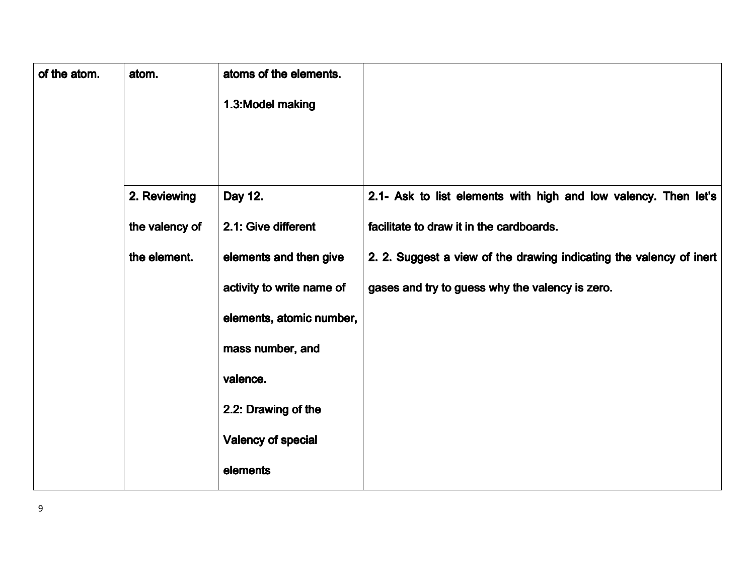| | | | |
|---|---|---|---|
| **of the atom.** | **atom.** | **atoms of the elements.**<br><br>**1.3:Model making** | |
| | **2. Reviewing the valency of the element.** | **Day 12.**<br><br>**2.1: Give different elements and then give activity to write name of elements, atomic number, mass number, and valence.**<br><br>**2.2: Drawing of the Valency of special elements** | **2.1- Ask to list elements with high and low valency. Then let's facilitate to draw it in the cardboards.**<br><br>**2. 2. Suggest a view of the drawing indicating the valency of inert gases and try to guess why the valency is zero.** |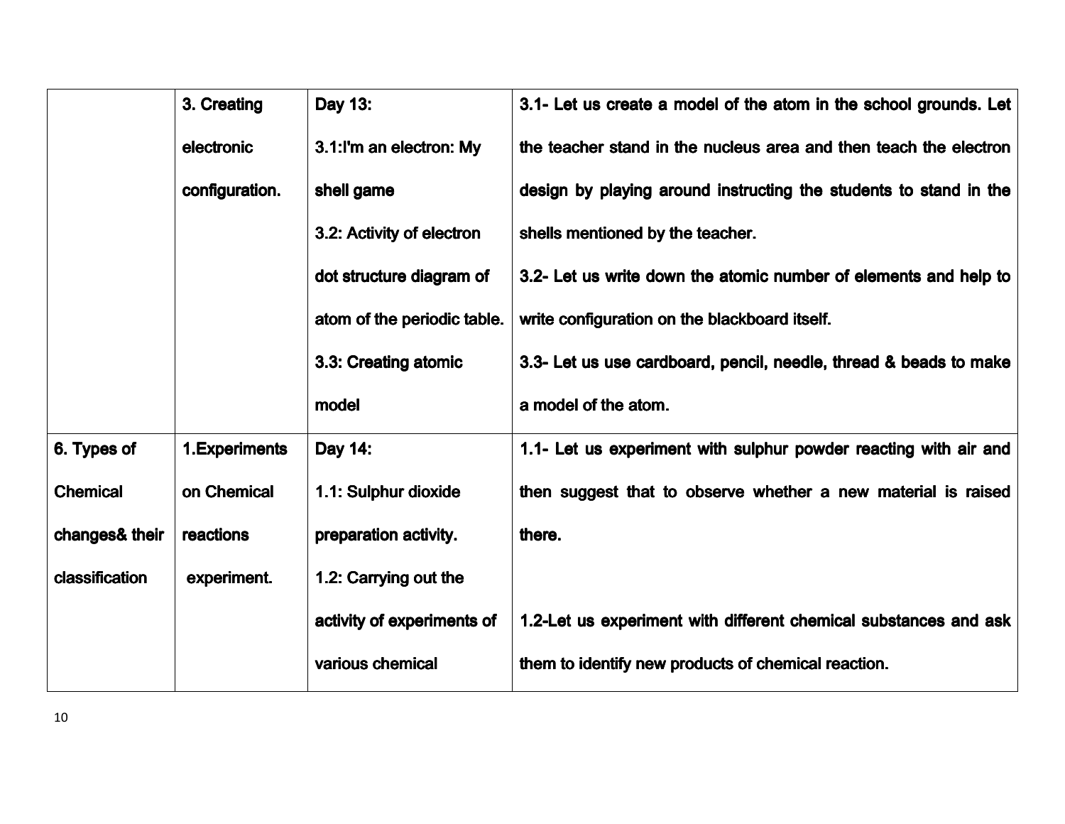|  |  |  |  |
|---|---|---|---|
|  | **3. Creating electronic configuration.** | **Day 13:**<br>**3.1:I'm an electron: My shell game**<br>**3.2: Activity of electron dot structure diagram of atom of the periodic table.**<br>**3.3: Creating atomic model** | **3.1- Let us create a model of the atom in the school grounds. Let the teacher stand in the nucleus area and then teach the electron design by playing around instructing the students to stand in the shells mentioned by the teacher.**<br>**3.2- Let us write down the atomic number of elements and help to write configuration on the blackboard itself.**<br>**3.3- Let us use cardboard, pencil, needle, thread & beads to make a model of the atom.** |
| **6. Types of Chemical changes& their classification** | **1.Experiments on Chemical reactions experiment.** | **Day 14:**<br>**1.1: Sulphur dioxide preparation activity.**<br>**1.2: Carrying out the activity of experiments of various chemical** | **1.1- Let us experiment with sulphur powder reacting with air and then suggest that to observe whether a new material is raised there.**<br><br>**1.2-Let us experiment with different chemical substances and ask them to identify new products of chemical reaction.** |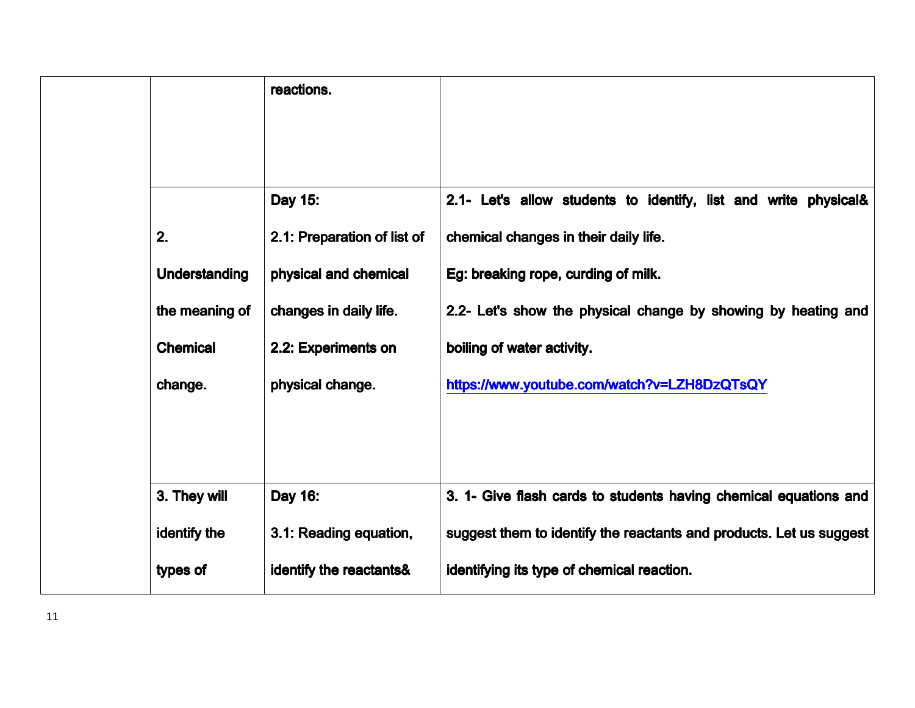| | | | |
|---|---|---|---|
| | | **reactions.** | |
| | **2. Understanding the meaning of Chemical change.** | **Day 15:**<br>**2.1: Preparation of list of physical and chemical changes in daily life.**<br>**2.2: Experiments on physical change.** | **2.1- Let's allow students to identify, list and write physical& chemical changes in their daily life.**<br>**Eg: breaking rope, curding of milk.**<br>**2.2- Let's show the physical change by showing by heating and boiling of water activity.**<br>**https://www.youtube.com/watch?v=LZH8DzQTsQY** |
| | **3. They will identify the types of** | **Day 16:**<br>**3.1: Reading equation, identify the reactants&** | **3. 1- Give flash cards to students having chemical equations and suggest them to identify the reactants and products. Let us suggest identifying its type of chemical reaction.** |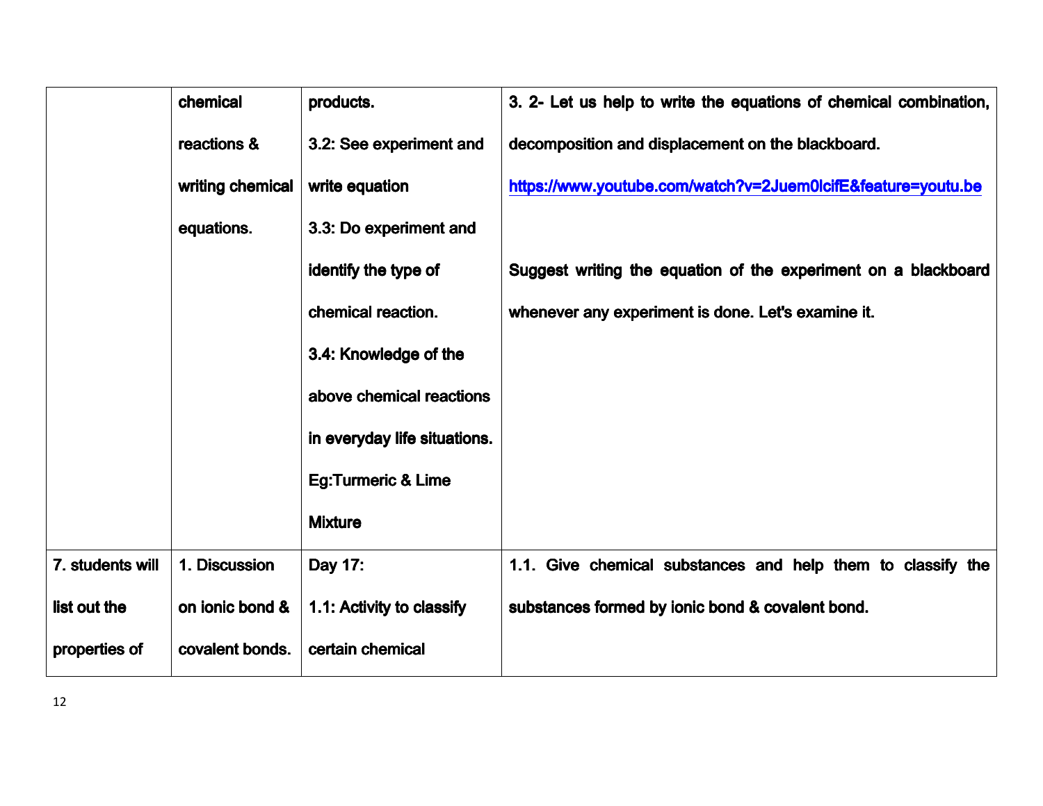| | | | |
|---|---|---|---|
| | chemical reactions & writing chemical equations. | products.<br>3.2: See experiment and write equation<br>3.3: Do experiment and identify the type of chemical reaction.<br>3.4: Knowledge of the above chemical reactions in everyday life situations. Eg:Turmeric & Lime Mixture | 3. 2- Let us help to write the equations of chemical combination, decomposition and displacement on the blackboard.<br>https://www.youtube.com/watch?v=2Juem0lcifE&feature=youtu.be<br><br>Suggest writing the equation of the experiment on a blackboard whenever any experiment is done. Let's examine it. |
| 7. students will list out the properties of | 1. Discussion on ionic bond & covalent bonds. | Day 17:<br>1.1: Activity to classify certain chemical | 1.1. Give chemical substances and help them to classify the substances formed by ionic bond & covalent bond. |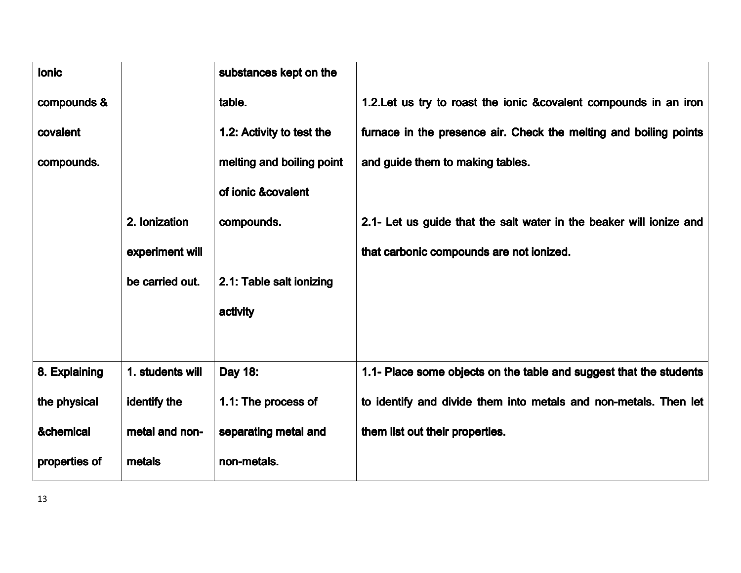| | | | |
|---|---|---|---|
| Ionic compounds & covalent compounds. | | substances kept on the table. 1.2: Activity to test the melting and boiling point of ionic &covalent compounds. | 1.2.Let us try to roast the ionic &covalent compounds in an iron furnace in the presence air. Check the melting and boiling points and guide them to making tables. |
| | 2. Ionization experiment will be carried out. | 2.1: Table salt ionizing activity | 2.1- Let us guide that the salt water in the beaker will ionize and that carbonic compounds are not ionized. |
| 8. Explaining the physical &chemical properties of | 1. students will identify the metal and non-metals | Day 18: 1.1: The process of separating metal and non-metals. | 1.1- Place some objects on the table and suggest that the students to identify and divide them into metals and non-metals. Then let them list out their properties. |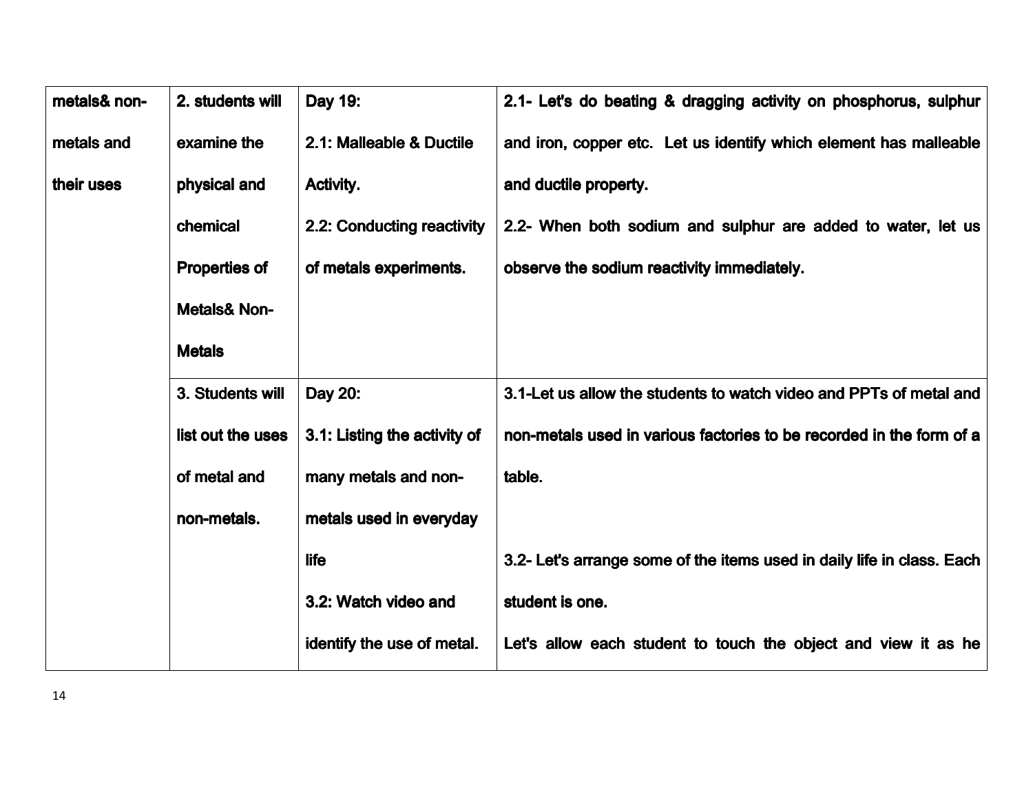| | | | |
|---|---|---|---|
| **metals& non-metals and their uses** | **2. students will examine the physical and chemical Properties of Metals& Non-Metals** | **Day 19:**<br>**2.1: Malleable & Ductile Activity.**<br>**2.2: Conducting reactivity of metals experiments.** | **2.1- Let's do beating & dragging activity on phosphorus, sulphur and iron, copper etc. Let us identify which element has malleable and ductile property.**<br>**2.2- When both sodium and sulphur are added to water, let us observe the sodium reactivity immediately.** |
| | **3. Students will list out the uses of metal and non-metals.** | **Day 20:**<br>**3.1: Listing the activity of many metals and non-metals used in everyday life**<br>**3.2: Watch video and identify the use of metal.** | **3.1-Let us allow the students to watch video and PPTs of metal and non-metals used in various factories to be recorded in the form of a table.**<br><br>**3.2- Let's arrange some of the items used in daily life in class. Each student is one.**<br>**Let's allow each student to touch the object and view it as he** |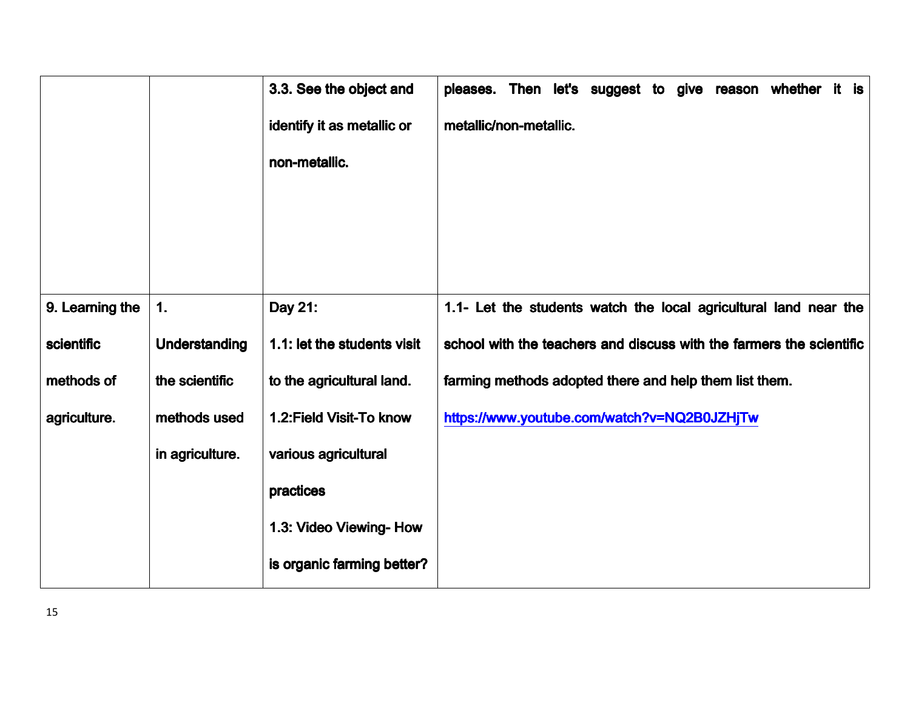| | | | |
|---|---|---|---|
| | | **3.3. See the object and identify it as metallic or non-metallic.** | **pleases. Then let's suggest to give reason whether it is metallic/non-metallic.** |
| **9. Learning the scientific methods of agriculture.** | **1. Understanding the scientific methods used in agriculture.** | **Day 21:**<br>**1.1: let the students visit to the agricultural land.**<br>**1.2:Field Visit-To know various agricultural practices**<br>**1.3: Video Viewing- How is organic farming better?** | **1.1- Let the students watch the local agricultural land near the school with the teachers and discuss with the farmers the scientific farming methods adopted there and help them list them.**<br>**https://www.youtube.com/watch?v=NQ2B0JZHjTw** |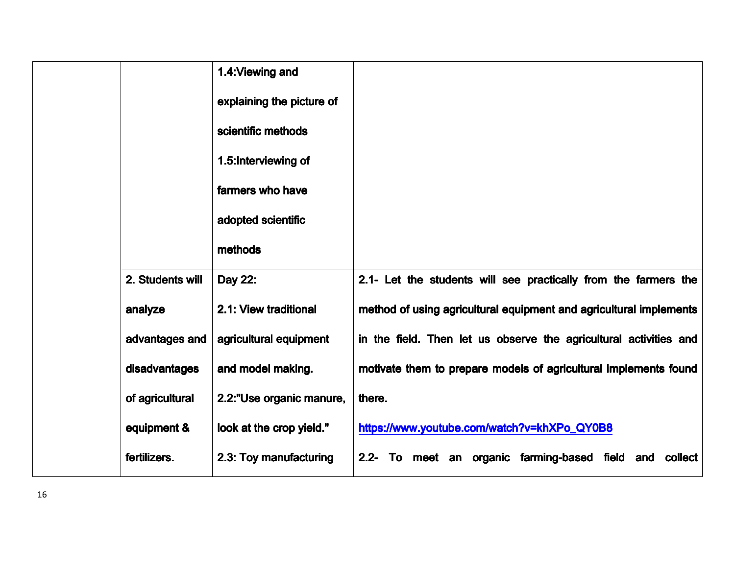| | | | |
|---|---|---|---|
| | | 1.4:Viewing and explaining the picture of scientific methods<br>1.5:Interviewing of farmers who have adopted scientific methods | |
| | 2. Students will analyze advantages and disadvantages of agricultural equipment & fertilizers. | Day 22:<br>2.1: View traditional agricultural equipment and model making.<br>2.2:"Use organic manure, look at the crop yield."<br>2.3: Toy manufacturing | 2.1- Let the students will see practically from the farmers the method of using agricultural equipment and agricultural implements in the field. Then let us observe the agricultural activities and motivate them to prepare models of agricultural implements found there.<br>https://www.youtube.com/watch?v=khXPo_QY0B8<br>2.2- To meet an organic farming-based field and collect |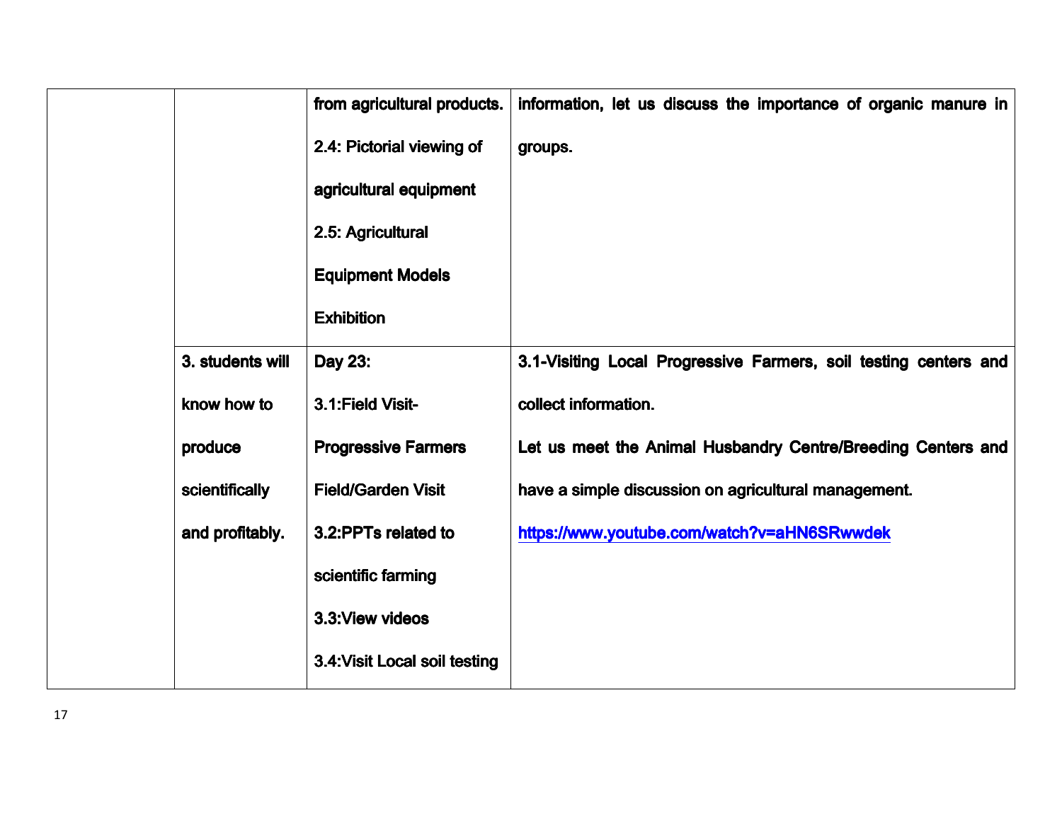| | | | |
|---|---|---|---|
| | | from agricultural products.<br>2.4: Pictorial viewing of agricultural equipment<br>2.5: Agricultural Equipment Models Exhibition | information, let us discuss the importance of organic manure in groups. |
| | 3. students will know how to produce scientifically and profitably. | Day 23:<br>3.1:Field Visit-Progressive Farmers Field/Garden Visit<br>3.2:PPTs related to scientific farming<br>3.3:View videos<br>3.4:Visit Local soil testing | 3.1-Visiting Local Progressive Farmers, soil testing centers and collect information.<br>Let us meet the Animal Husbandry Centre/Breeding Centers and have a simple discussion on agricultural management.<br>https://www.youtube.com/watch?v=aHN6SRwwdek |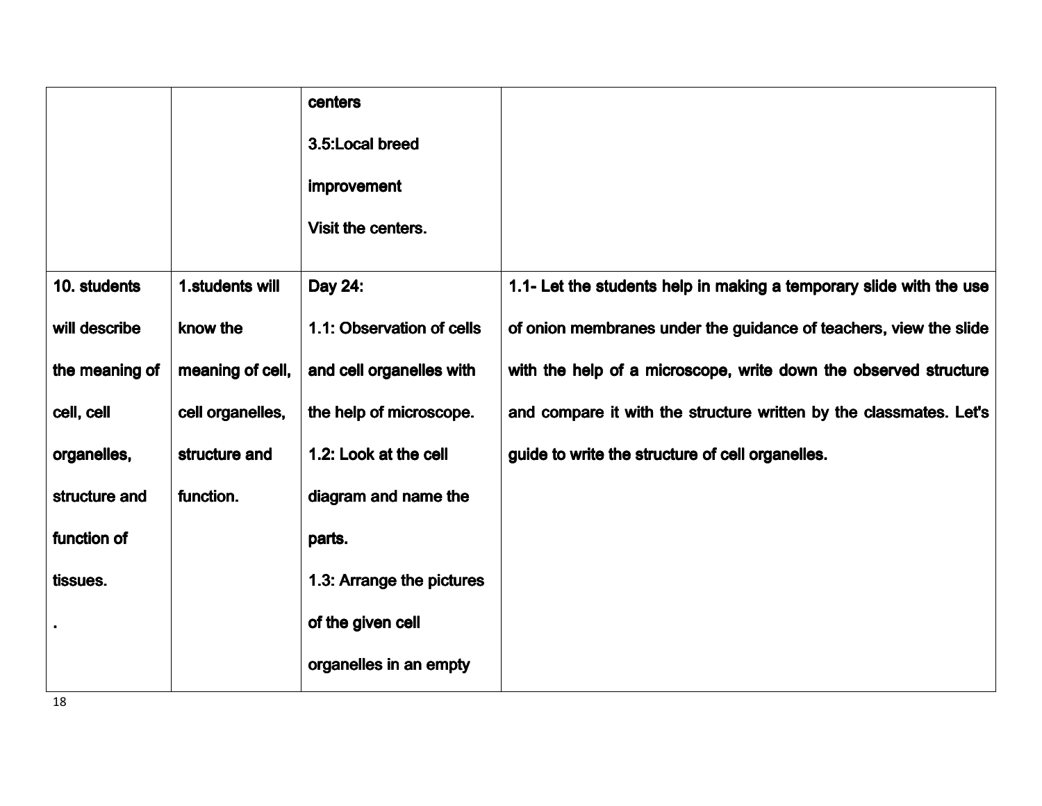| | | | |
|---|---|---|---|
| | | centers<br>3.5:Local breed improvement<br>Visit the centers. | |
| 10. students will describe the meaning of cell, cell organelles, structure and function of tissues.<br>. | 1.students will know the meaning of cell, cell organelles, structure and function. | Day 24:<br>1.1: Observation of cells and cell organelles with the help of microscope.<br>1.2: Look at the cell diagram and name the parts.<br>1.3: Arrange the pictures of the given cell organelles in an empty | 1.1- Let the students help in making a temporary slide with the use of onion membranes under the guidance of teachers, view the slide with the help of a microscope, write down the observed structure and compare it with the structure written by the classmates. Let's guide to write the structure of cell organelles. |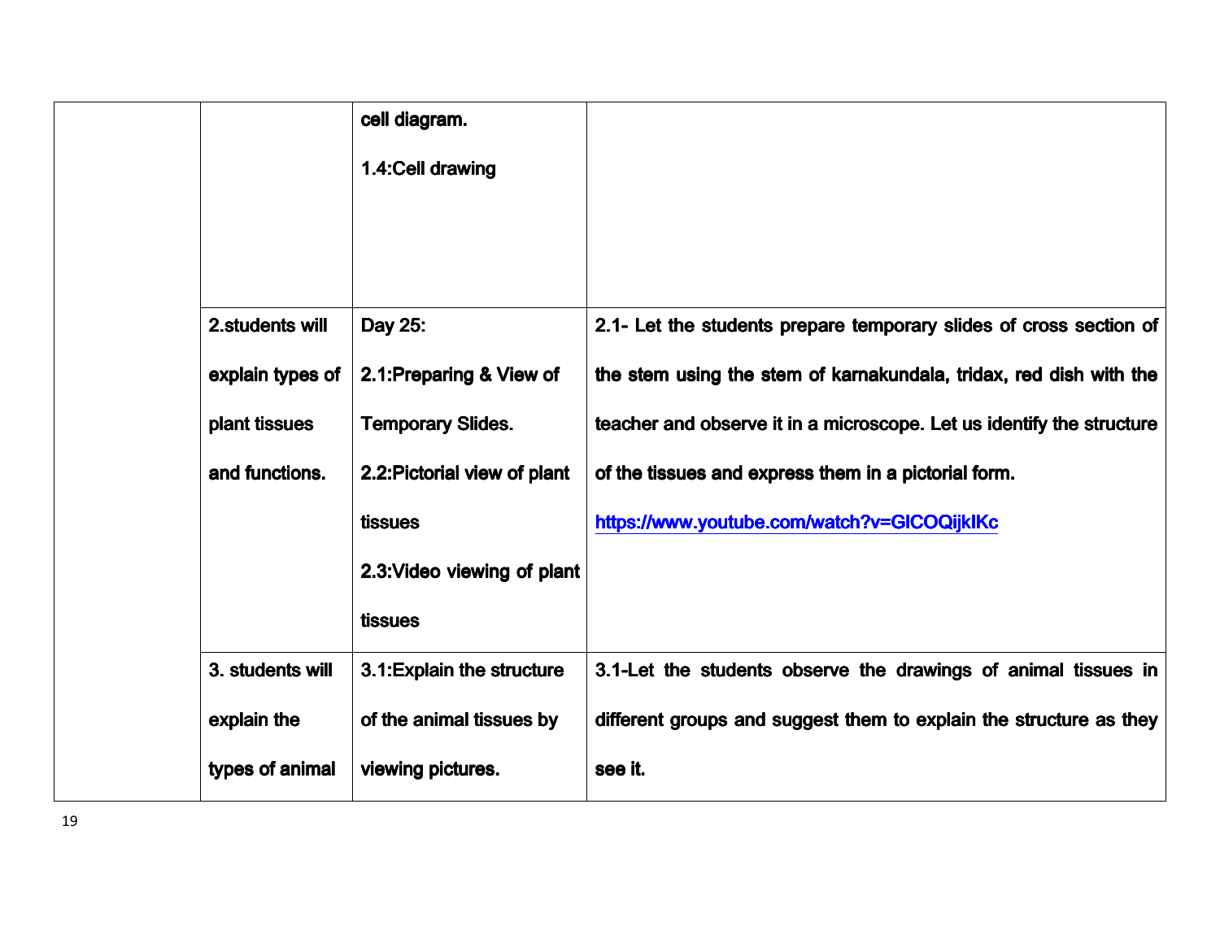| | | | |
|---|---|---|---|
| | | **cell diagram.**<br>**1.4:Cell drawing** | |
| | **2.students will explain types of plant tissues and functions.** | **Day 25:**<br>**2.1:Preparing & View of Temporary Slides.**<br>**2.2:Pictorial view of plant tissues**<br>**2.3:Video viewing of plant tissues** | **2.1- Let the students prepare temporary slides of cross section of the stem using the stem of karnakundala, tridax, red dish with the teacher and observe it in a microscope. Let us identify the structure of the tissues and express them in a pictorial form.**<br>**https://www.youtube.com/watch?v=GlCOQijkIKc** |
| | **3. students will explain the types of animal** | **3.1:Explain the structure of the animal tissues by viewing pictures.** | **3.1-Let the students observe the drawings of animal tissues in different groups and suggest them to explain the structure as they see it.** |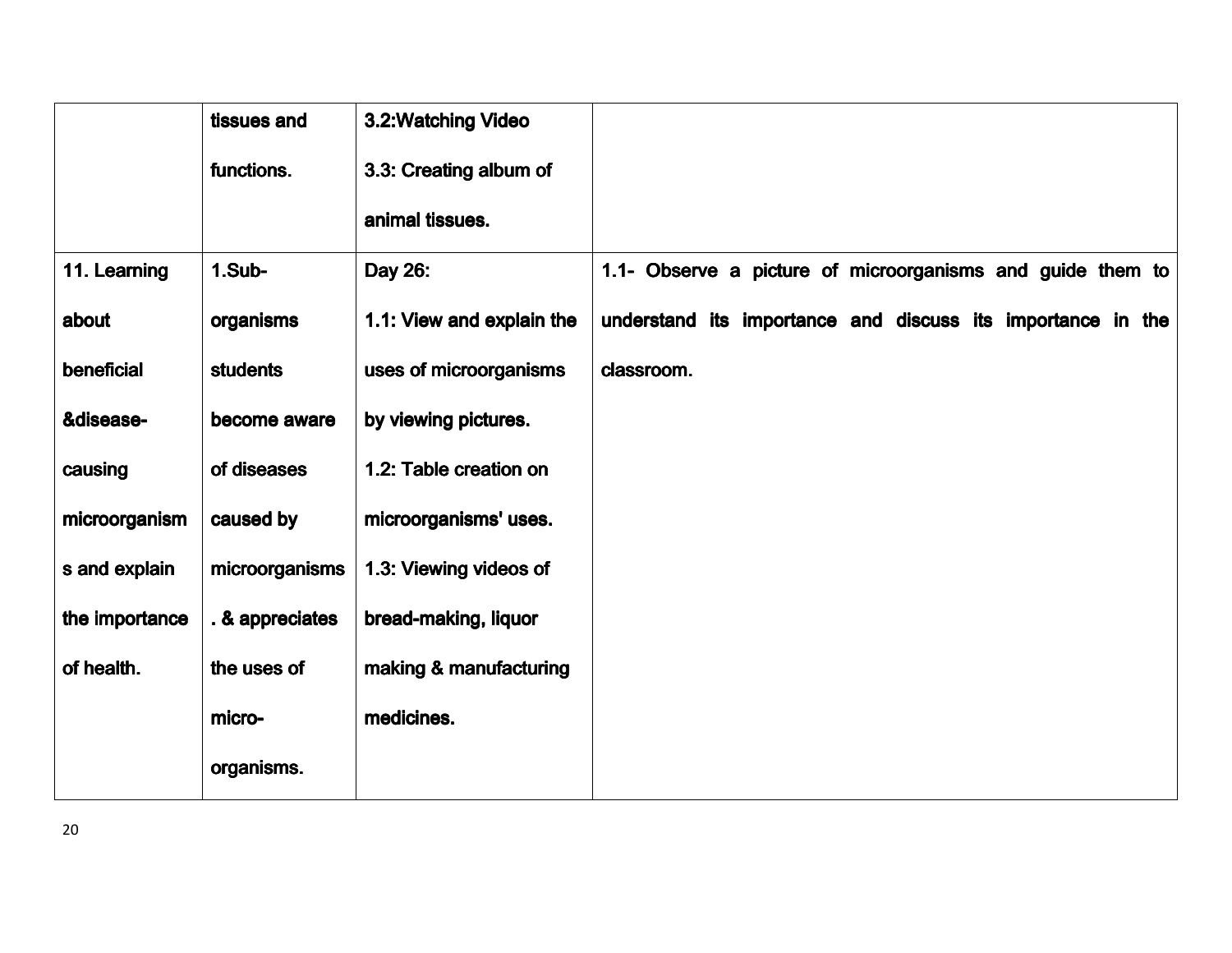| | | | |
|---|---|---|---|
| | tissues and functions. | 3.2:Watching Video<br>3.3: Creating album of animal tissues. | |
| 11. Learning about beneficial &disease-causing microorganisms and explain the importance of health. | 1.Sub-organisms students become aware of diseases caused by microorganisms. & appreciates the uses of micro-organisms. | Day 26:<br>1.1: View and explain the uses of microorganisms by viewing pictures.<br>1.2: Table creation on microorganisms' uses.<br>1.3: Viewing videos of bread-making, liquor making & manufacturing medicines. | 1.1- Observe a picture of microorganisms and guide them to understand its importance and discuss its importance in the classroom. |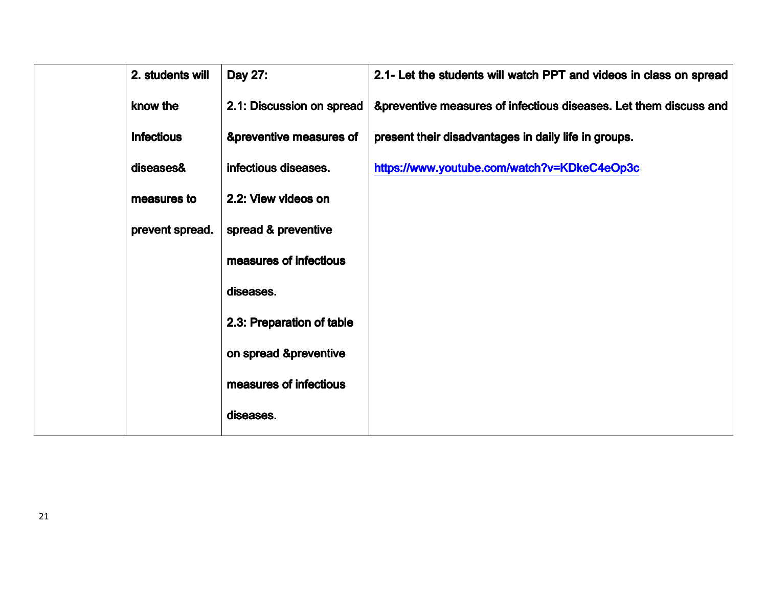| | | | |
|---|---|---|---|
| | **2. students will know the Infectious diseases& measures to prevent spread.** | **Day 27:**<br>**2.1: Discussion on spread &preventive measures of infectious diseases.**<br>**2.2: View videos on spread & preventive measures of infectious diseases.**<br>**2.3: Preparation of table on spread &preventive measures of infectious diseases.** | **2.1- Let the students will watch PPT and videos in class on spread &preventive measures of infectious diseases. Let them discuss and present their disadvantages in daily life in groups.**<br>**https://www.youtube.com/watch?v=KDkeC4eOp3c** |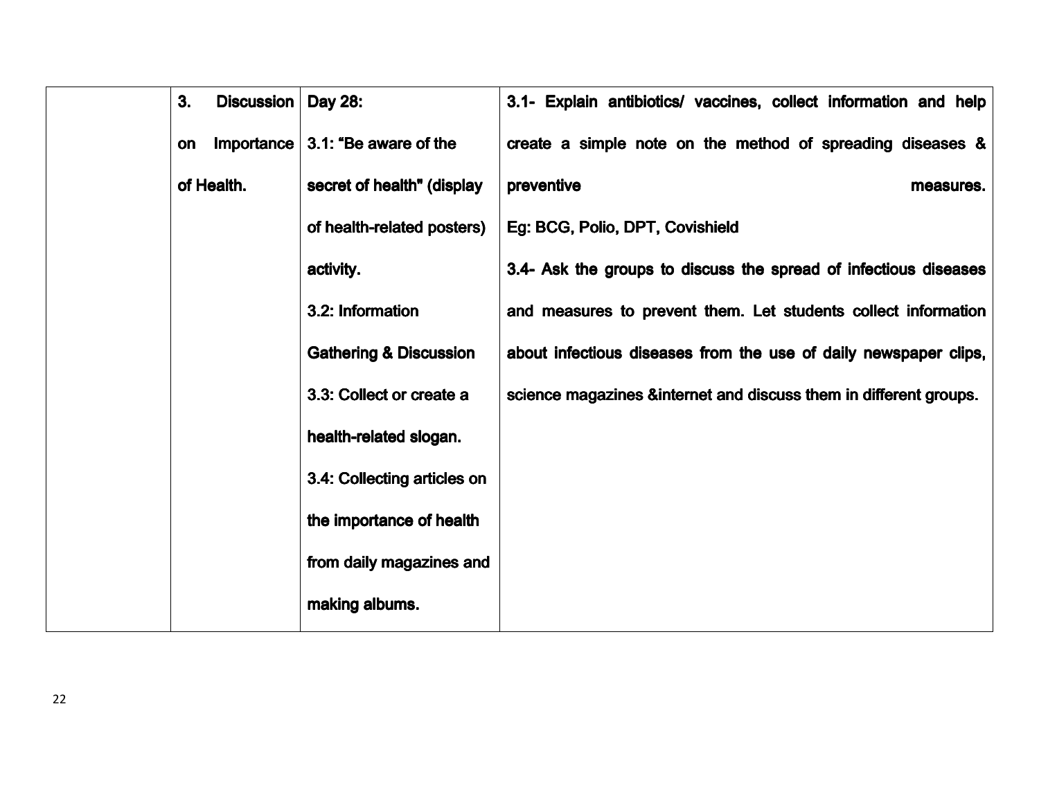| | | | |
|---|---|---|---|
| | 3. Discussion on Importance of Health. | Day 28:<br>3.1: "Be aware of the secret of health" (display of health-related posters) activity.<br>3.2: Information Gathering & Discussion<br>3.3: Collect or create a health-related slogan.<br>3.4: Collecting articles on the importance of health from daily magazines and making albums. | 3.1- Explain antibiotics/ vaccines, collect information and help create a simple note on the method of spreading diseases & preventive measures.<br>Eg: BCG, Polio, DPT, Covishield<br>3.4- Ask the groups to discuss the spread of infectious diseases and measures to prevent them. Let students collect information about infectious diseases from the use of daily newspaper clips, science magazines &internet and discuss them in different groups. |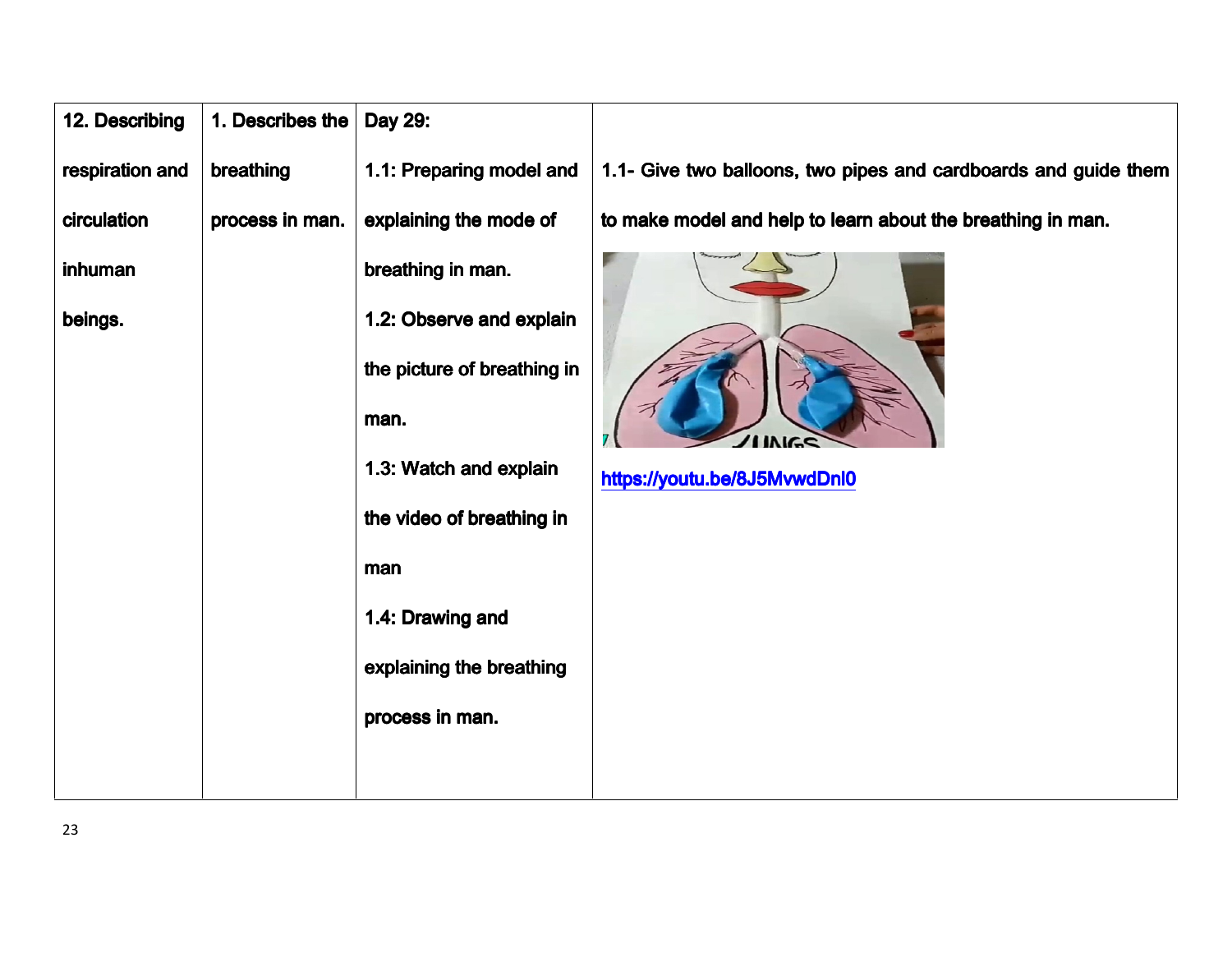| | | | |
|---|---|---|---|
| **12. Describing respiration and circulation inhuman beings.** | **1. Describes the breathing process in man.** | **Day 29:**<br>**1.1: Preparing model and explaining the mode of breathing in man.**<br>**1.2: Observe and explain the picture of breathing in man.**<br>**1.3: Watch and explain the video of breathing in man**<br>**1.4: Drawing and explaining the breathing process in man.** | **1.1- Give two balloons, two pipes and cardboards and guide them to make model and help to learn about the breathing in man.**<br>[https://youtu.be/8J5MvwdDnl0](https://youtu.be/8J5MvwdDnl0) |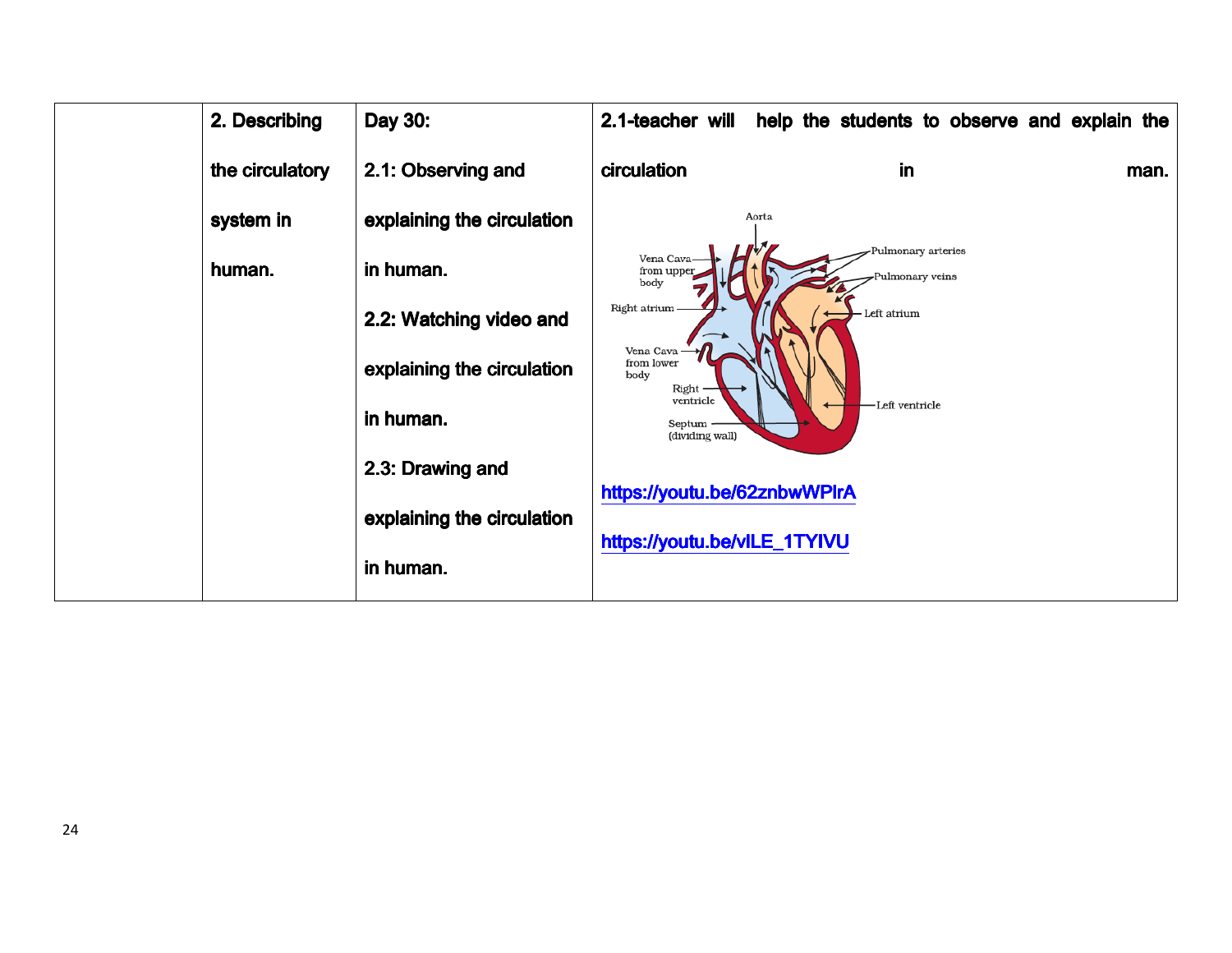| | | | |
|---|---|---|---|
| | **2. Describing the circulatory system in human.** | **Day 30:**<br>**2.1: Observing and explaining the circulation in human.**<br>**2.2: Watching video and explaining the circulation in human.**<br>**2.3: Drawing and explaining the circulation in human.** | **2.1-teacher will help the students to observe and explain the circulation in man.**<br>Aorta<br>Vena Cava from upper body<br>Pulmonary arteries<br>Pulmonary veins<br>Right atrium<br>Left atrium<br>Vena Cava from lower body<br>Right ventricle<br>Left ventricle<br>Septum (dividing wall)<br>**https://youtu.be/62znbwWPlrA**<br>**https://youtu.be/vILE_1TYIVU** |